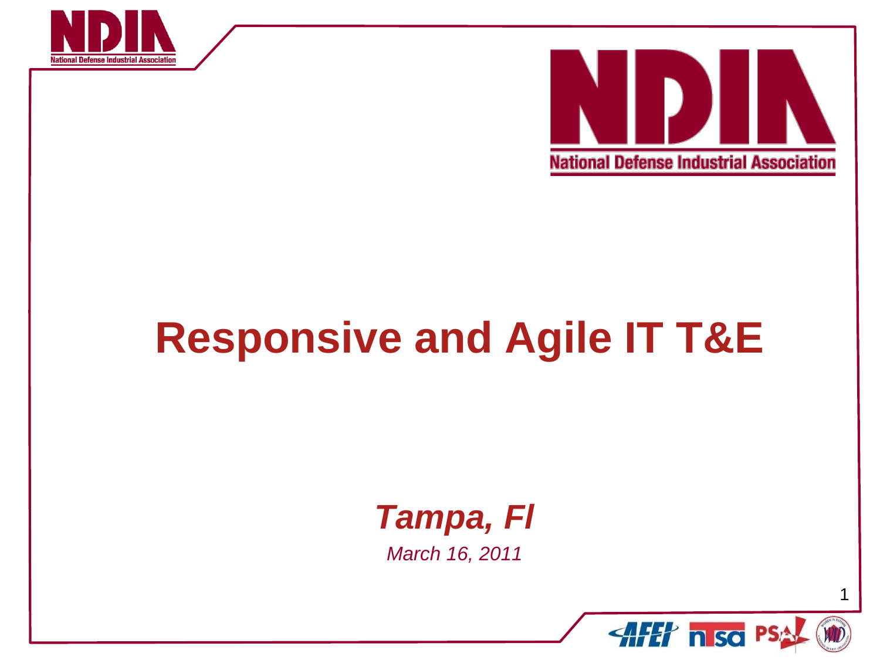National Defense Industrial Association

# Responsive and Agile IT T&E

***Tampa, Fl***

*March 16, 2011*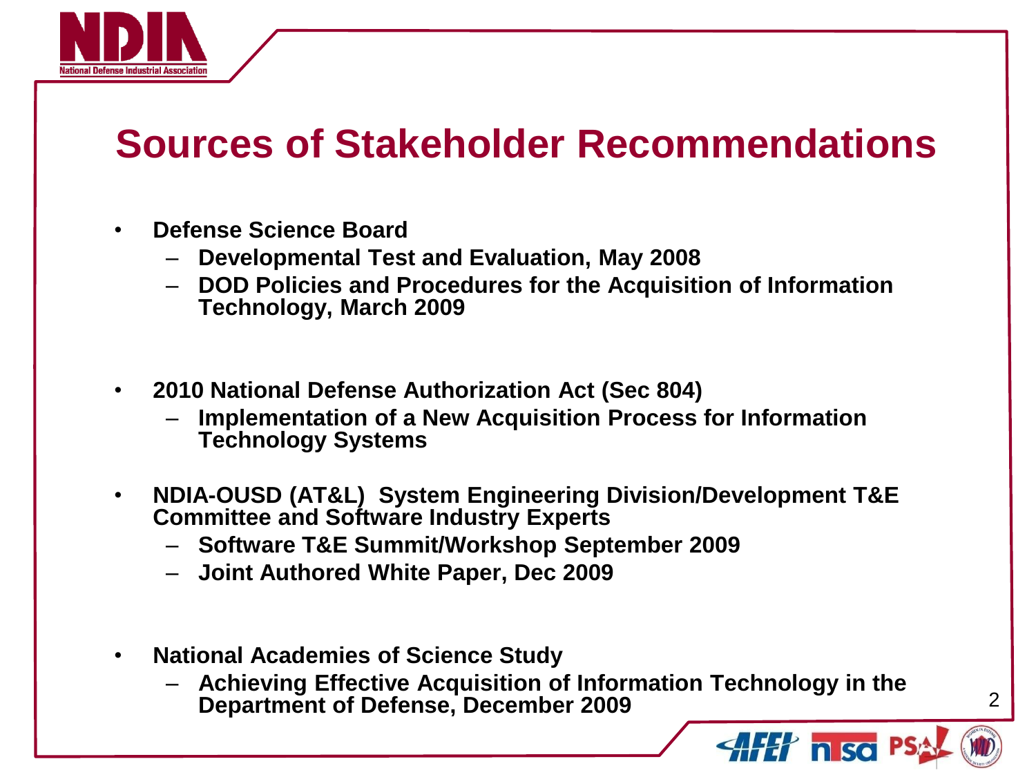# Sources of Stakeholder Recommendations

- **Defense Science Board**
  - **Developmental Test and Evaluation, May 2008**
  - **DOD Policies and Procedures for the Acquisition of Information Technology, March 2009**

- **2010 National Defense Authorization Act (Sec 804)**
  - **Implementation of a New Acquisition Process for Information Technology Systems**

- **NDIA-OUSD (AT&L) System Engineering Division/Development T&E Committee and Software Industry Experts**
  - **Software T&E Summit/Workshop September 2009**
  - **Joint Authored White Paper, Dec 2009**

- **National Academies of Science Study**
  - **Achieving Effective Acquisition of Information Technology in the Department of Defense, December 2009**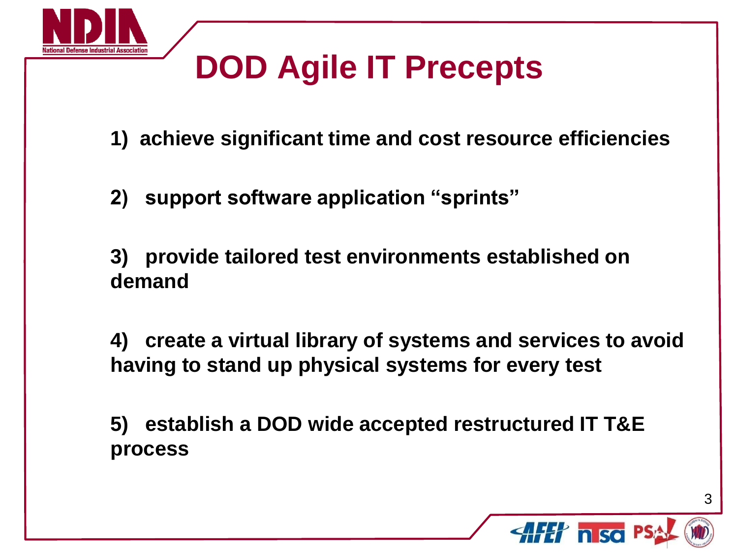# DOD Agile IT Precepts

1) achieve significant time and cost resource efficiencies

2) support software application "sprints"

3) provide tailored test environments established on demand

4) create a virtual library of systems and services to avoid having to stand up physical systems for every test

5) establish a DOD wide accepted restructured IT T&E process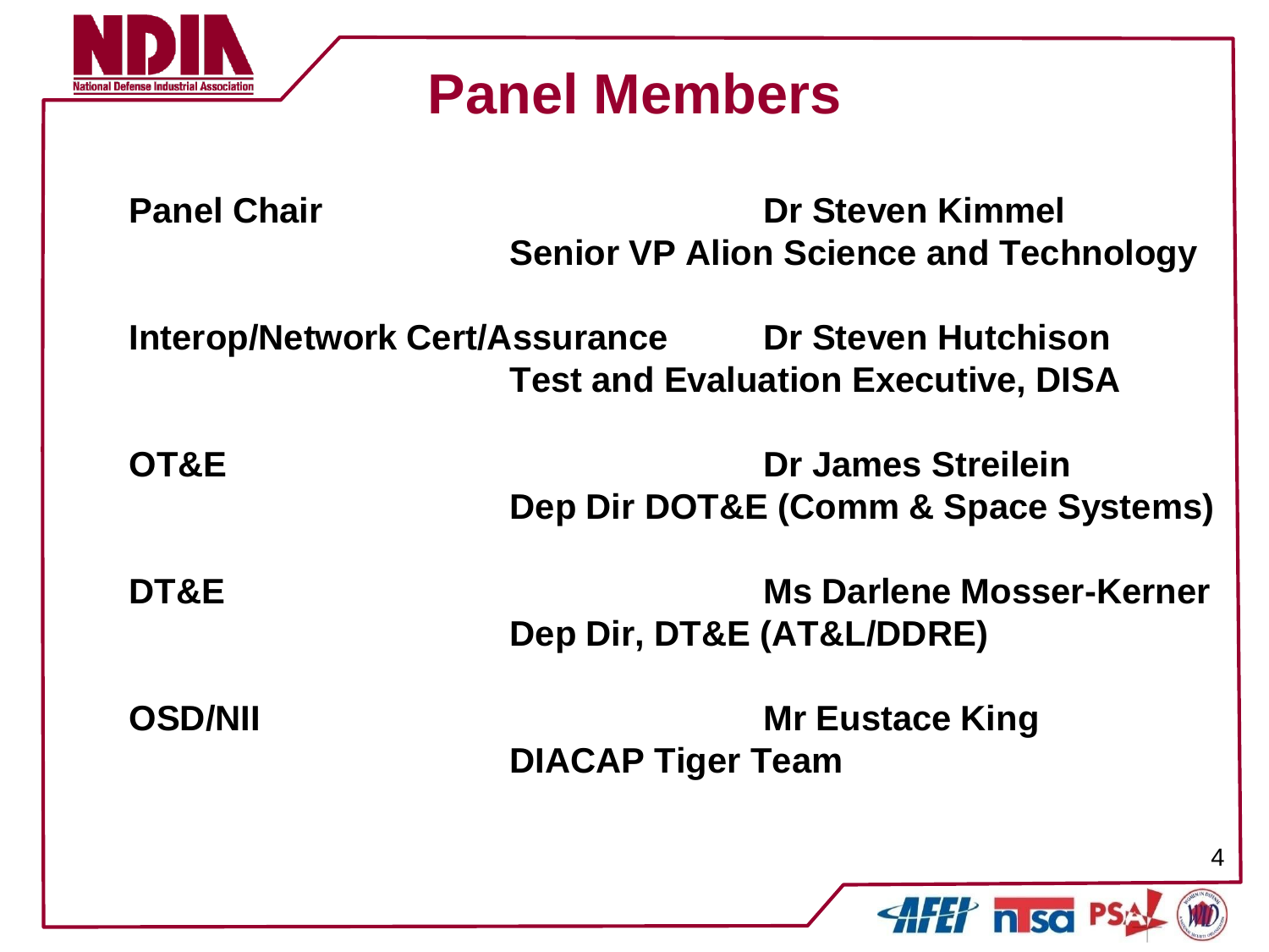# Panel Members

| | |
|---|---|
| **Panel Chair** | **Dr Steven Kimmel**<br>**Senior VP Alion Science and Technology** |
| **Interop/Network Cert/Assurance** | **Dr Steven Hutchison**<br>**Test and Evaluation Executive, DISA** |
| **OT&E** | **Dr James Streilein**<br>**Dep Dir DOT&E (Comm & Space Systems)** |
| **DT&E** | **Ms Darlene Mosser-Kerner**<br>**Dep Dir, DT&E (AT&L/DDRE)** |
| **OSD/NII** | **Mr Eustace King**<br>**DIACAP Tiger Team** |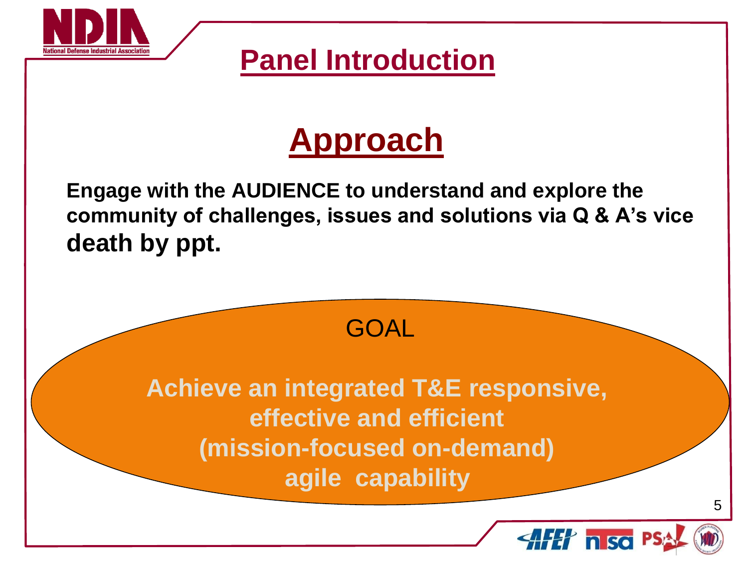# Panel Introduction

## Approach

**Engage with the AUDIENCE to understand and explore the community of challenges, issues and solutions via Q & A's vice death by ppt.**

GOAL

**Achieve an integrated T&E responsive, effective and efficient (mission-focused on-demand) agile capability**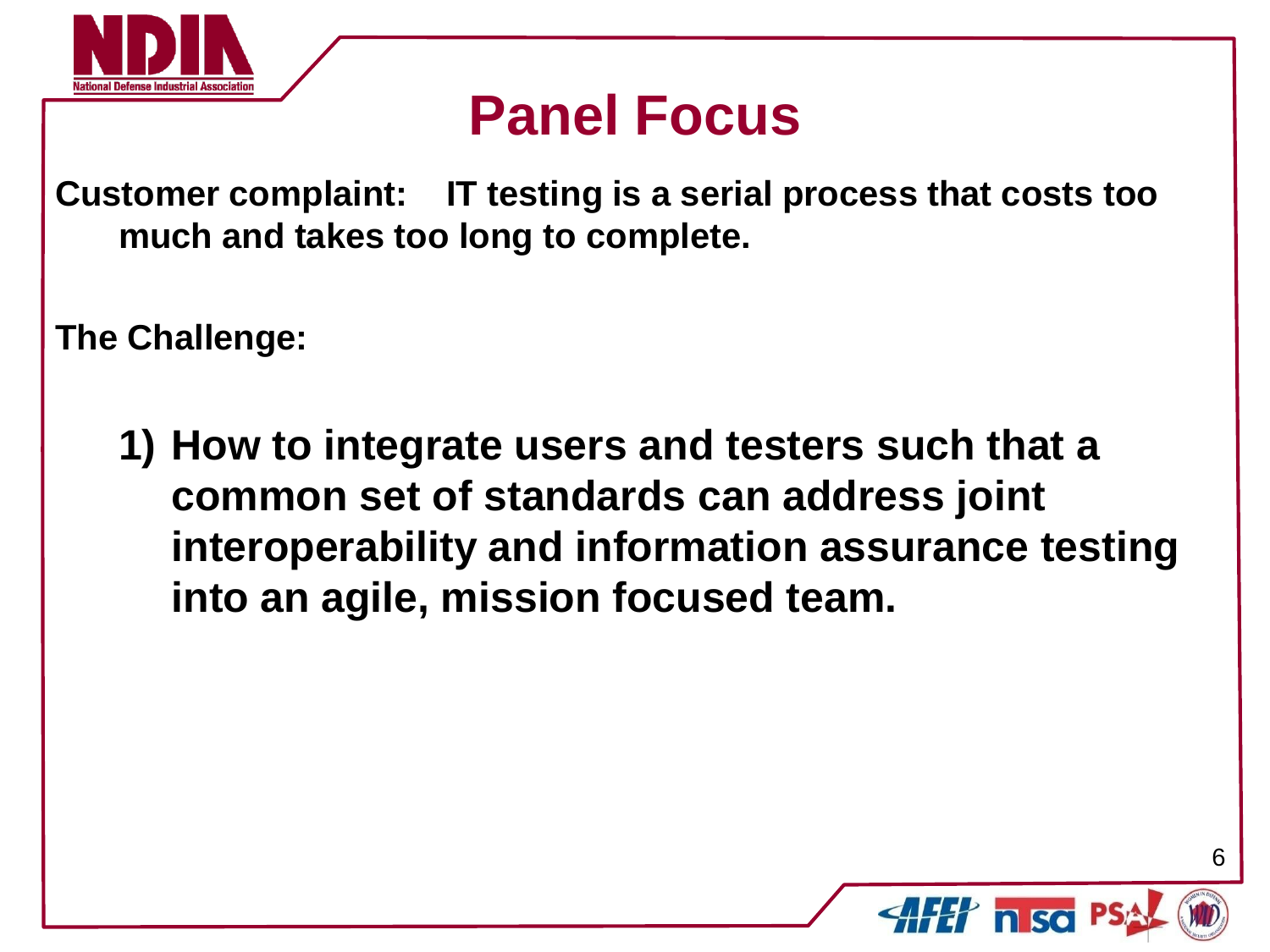# Panel Focus

**Customer complaint: IT testing is a serial process that costs too much and takes too long to complete.**

**The Challenge:**

1) **How to integrate users and testers such that a common set of standards can address joint interoperability and information assurance testing into an agile, mission focused team.**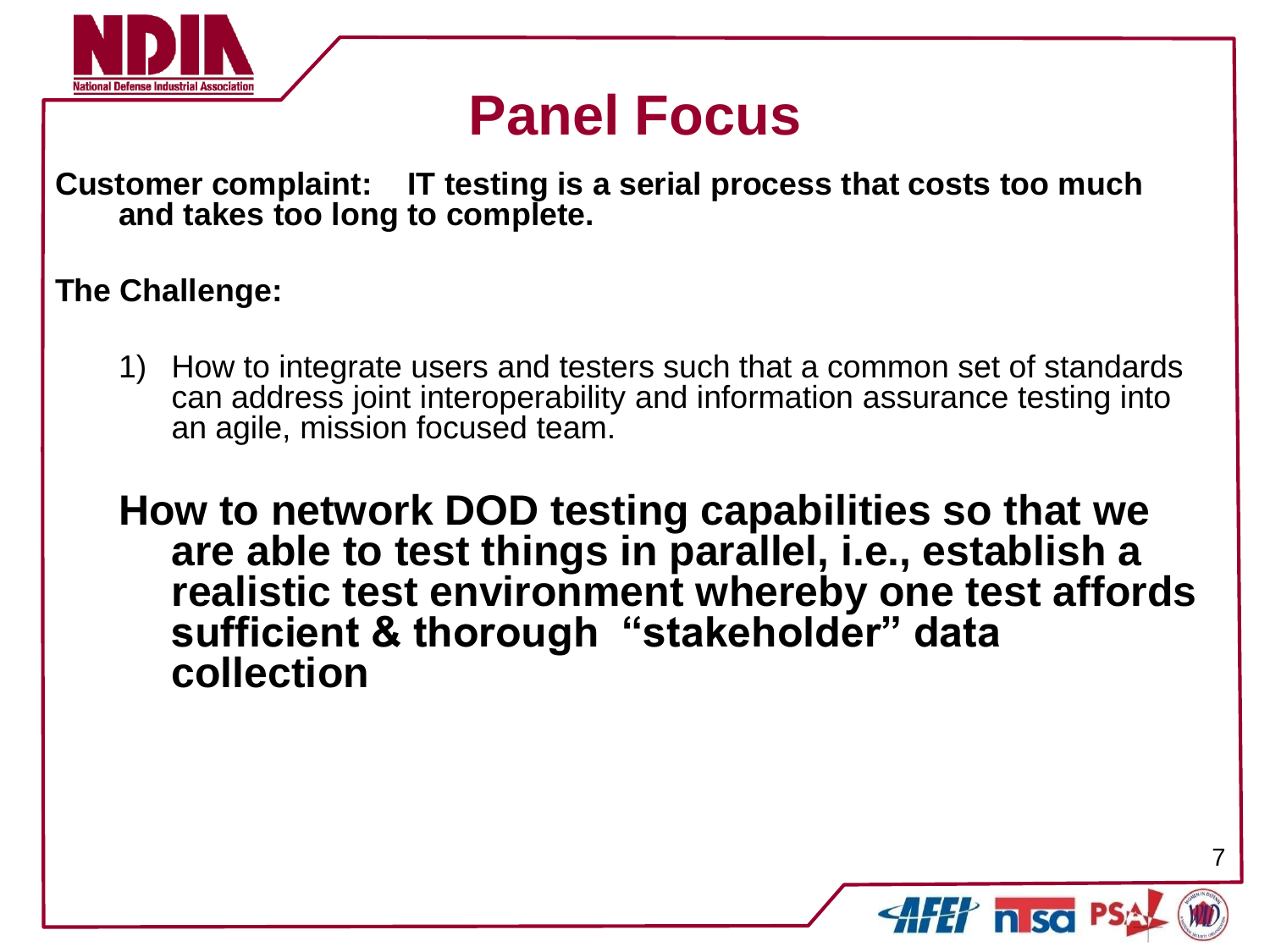# Panel Focus

**Customer complaint: IT testing is a serial process that costs too much and takes too long to complete.**

**The Challenge:**

1) How to integrate users and testers such that a common set of standards can address joint interoperability and information assurance testing into an agile, mission focused team.

**How to network DOD testing capabilities so that we are able to test things in parallel, i.e., establish a realistic test environment whereby one test affords sufficient & thorough "stakeholder" data collection**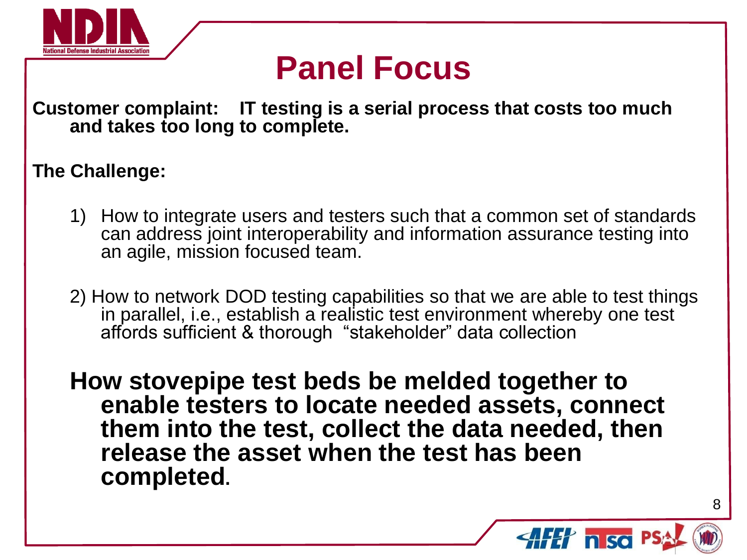# Panel Focus

**Customer complaint: IT testing is a serial process that costs too much and takes too long to complete.**

**The Challenge:**

1) How to integrate users and testers such that a common set of standards can address joint interoperability and information assurance testing into an agile, mission focused team.

2) How to network DOD testing capabilities so that we are able to test things in parallel, i.e., establish a realistic test environment whereby one test affords sufficient & thorough "stakeholder" data collection

**How stovepipe test beds be melded together to enable testers to locate needed assets, connect them into the test, collect the data needed, then release the asset when the test has been completed.**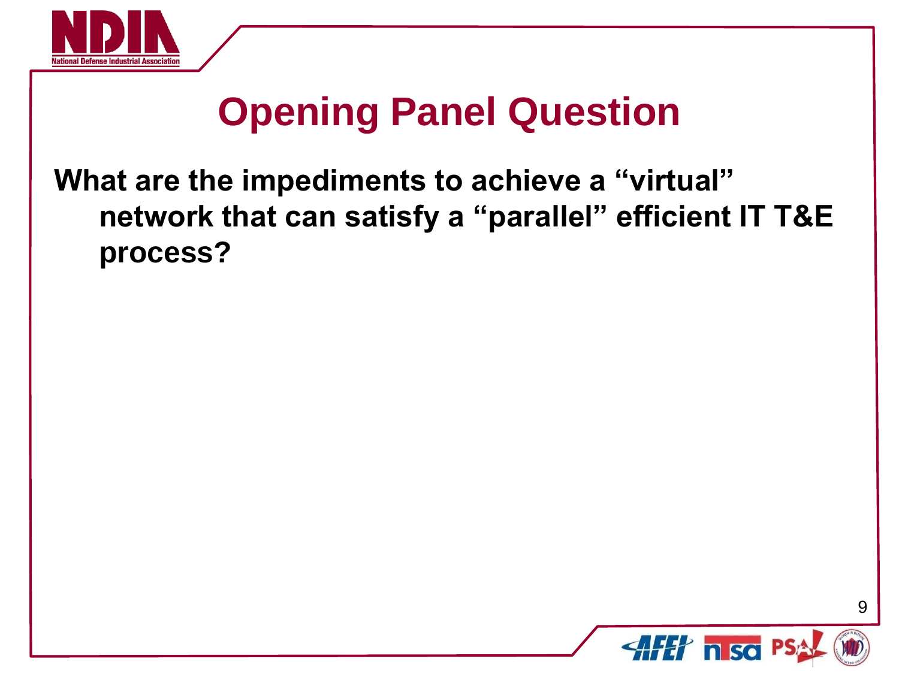# Opening Panel Question

**What are the impediments to achieve a “virtual” network that can satisfy a “parallel” efficient IT T&E process?**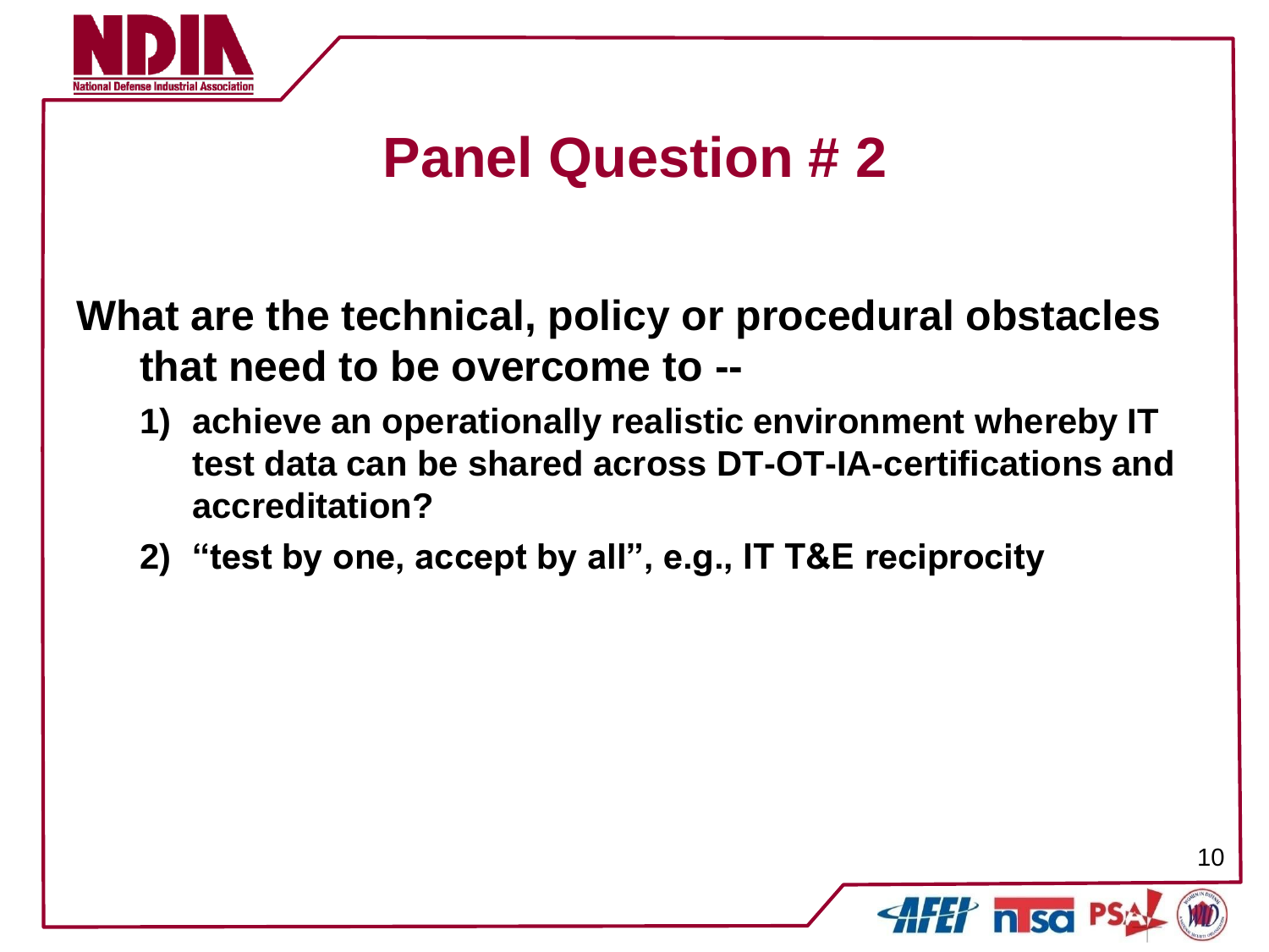# Panel Question # 2

**What are the technical, policy or procedural obstacles that need to be overcome to --**

1) **achieve an operationally realistic environment whereby IT test data can be shared across DT-OT-IA-certifications and accreditation?**
2) **"test by one, accept by all", e.g., IT T&E reciprocity**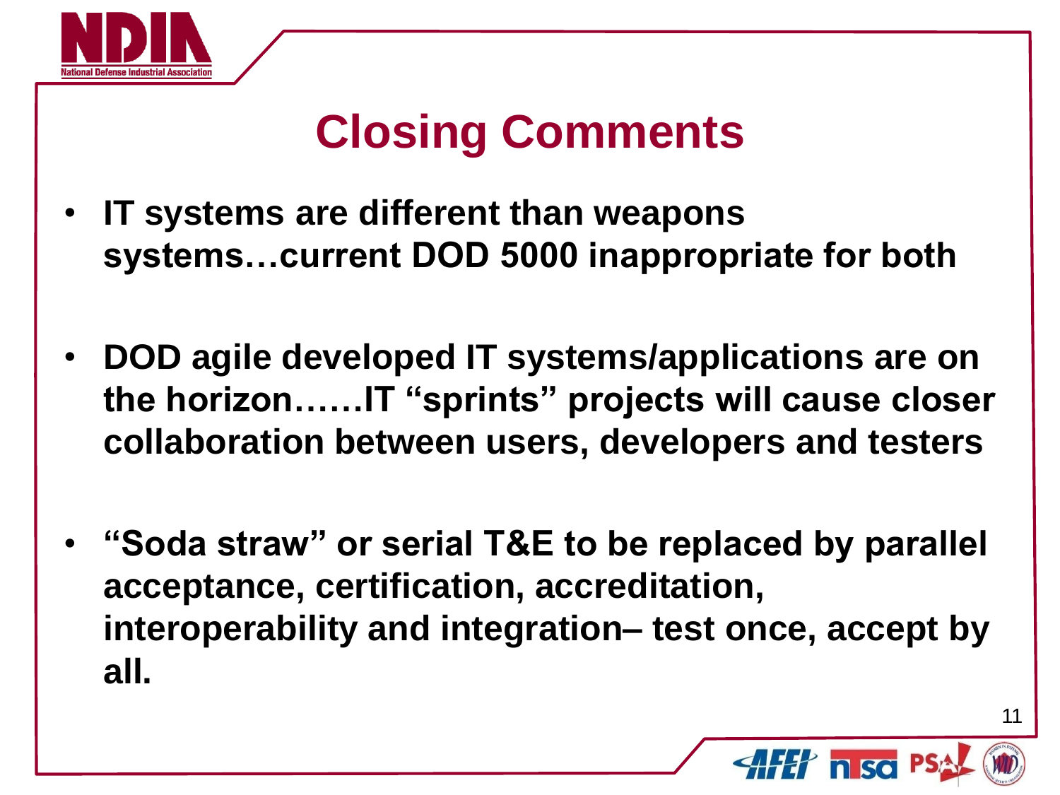# Closing Comments

- **IT systems are different than weapons systems…current DOD 5000 inappropriate for both**

- **DOD agile developed IT systems/applications are on the horizon……IT "sprints" projects will cause closer collaboration between users, developers and testers**

- **"Soda straw" or serial T&E to be replaced by parallel acceptance, certification, accreditation, interoperability and integration– test once, accept by all.**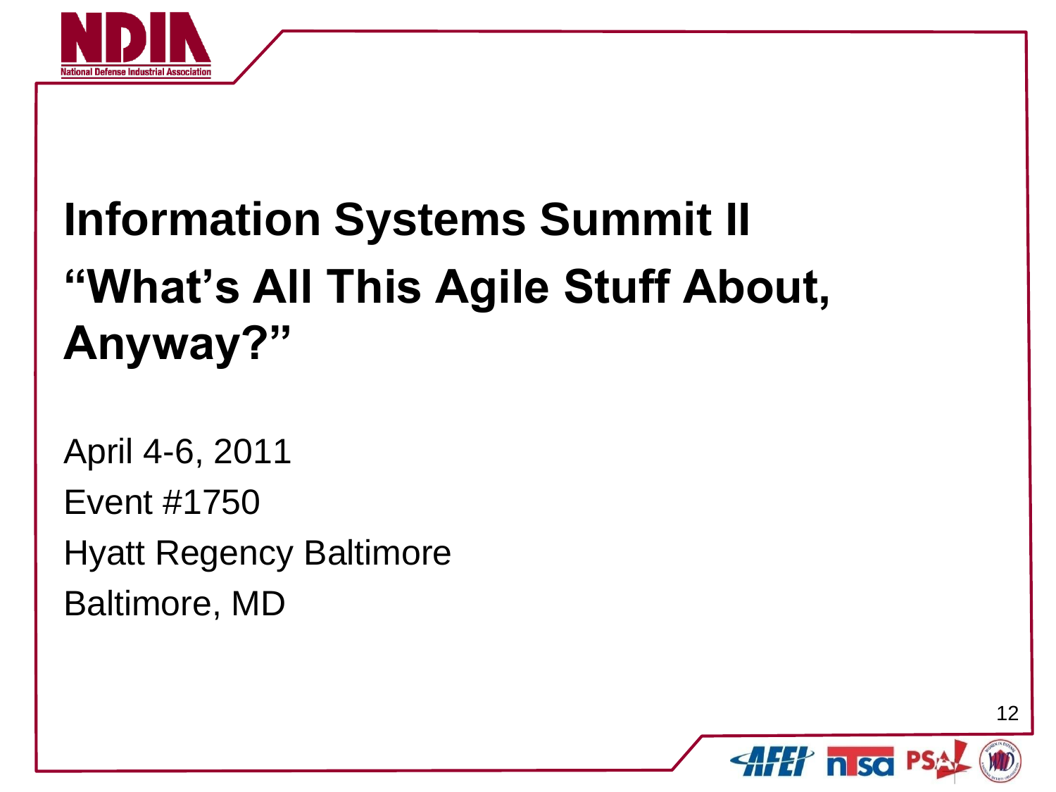# Information Systems Summit II "What's All This Agile Stuff About, Anyway?"

April 4-6, 2011

Event #1750

Hyatt Regency Baltimore

Baltimore, MD